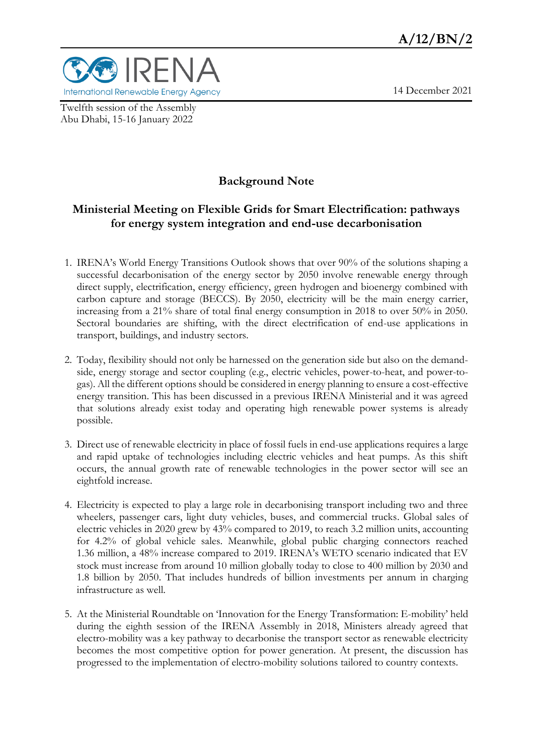A/12/BN/2

IRENA
International Renewable Energy Agency

14 December 2021

Twelfth session of the Assembly
Abu Dhabi, 15-16 January 2022

## Background Note

## Ministerial Meeting on Flexible Grids for Smart Electrification: pathways for energy system integration and end-use decarbonisation

1. IRENA's World Energy Transitions Outlook shows that over 90% of the solutions shaping a successful decarbonisation of the energy sector by 2050 involve renewable energy through direct supply, electrification, energy efficiency, green hydrogen and bioenergy combined with carbon capture and storage (BECCS). By 2050, electricity will be the main energy carrier, increasing from a 21% share of total final energy consumption in 2018 to over 50% in 2050. Sectoral boundaries are shifting, with the direct electrification of end-use applications in transport, buildings, and industry sectors.

2. Today, flexibility should not only be harnessed on the generation side but also on the demand-side, energy storage and sector coupling (e.g., electric vehicles, power-to-heat, and power-to-gas). All the different options should be considered in energy planning to ensure a cost-effective energy transition. This has been discussed in a previous IRENA Ministerial and it was agreed that solutions already exist today and operating high renewable power systems is already possible.

3. Direct use of renewable electricity in place of fossil fuels in end-use applications requires a large and rapid uptake of technologies including electric vehicles and heat pumps. As this shift occurs, the annual growth rate of renewable technologies in the power sector will see an eightfold increase.

4. Electricity is expected to play a large role in decarbonising transport including two and three wheelers, passenger cars, light duty vehicles, buses, and commercial trucks. Global sales of electric vehicles in 2020 grew by 43% compared to 2019, to reach 3.2 million units, accounting for 4.2% of global vehicle sales. Meanwhile, global public charging connectors reached 1.36 million, a 48% increase compared to 2019. IRENA's WETO scenario indicated that EV stock must increase from around 10 million globally today to close to 400 million by 2030 and 1.8 billion by 2050. That includes hundreds of billion investments per annum in charging infrastructure as well.

5. At the Ministerial Roundtable on 'Innovation for the Energy Transformation: E-mobility' held during the eighth session of the IRENA Assembly in 2018, Ministers already agreed that electro-mobility was a key pathway to decarbonise the transport sector as renewable electricity becomes the most competitive option for power generation. At present, the discussion has progressed to the implementation of electro-mobility solutions tailored to country contexts.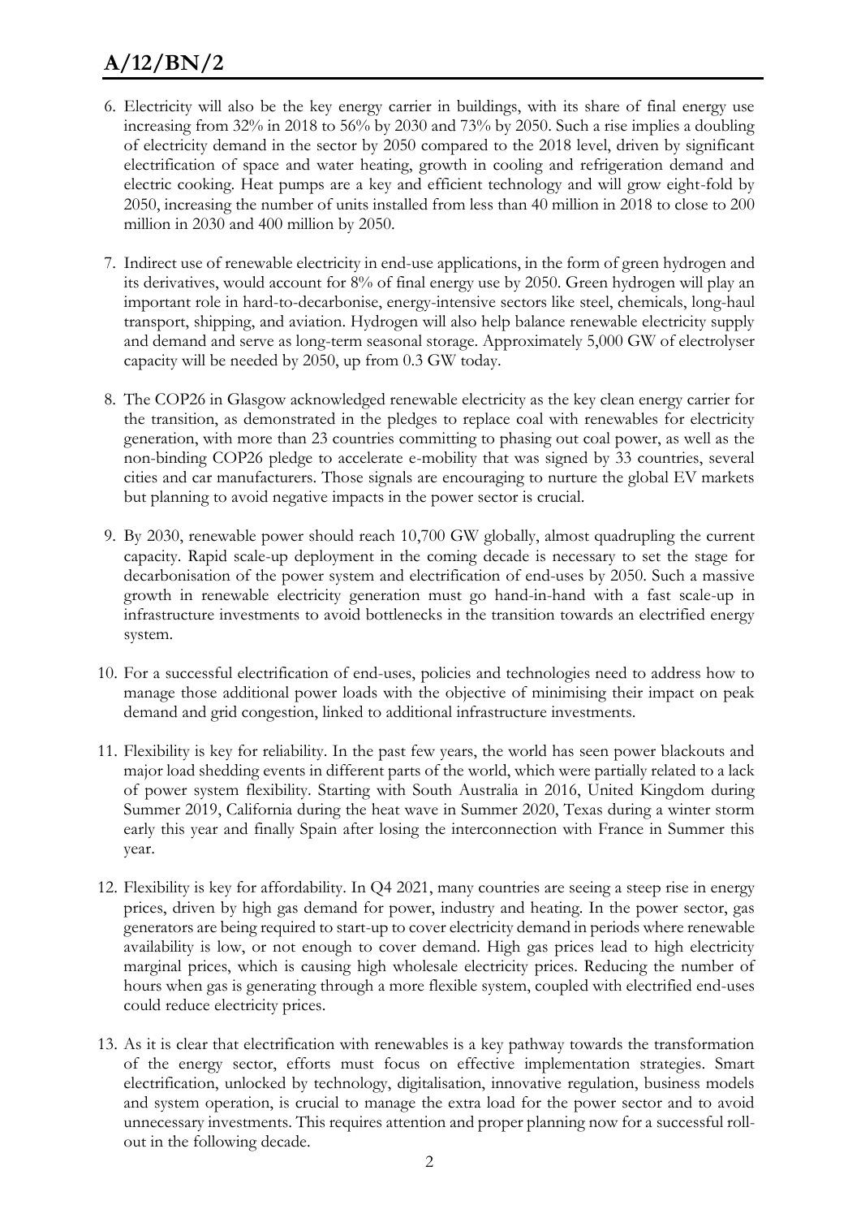6. Electricity will also be the key energy carrier in buildings, with its share of final energy use increasing from 32% in 2018 to 56% by 2030 and 73% by 2050. Such a rise implies a doubling of electricity demand in the sector by 2050 compared to the 2018 level, driven by significant electrification of space and water heating, growth in cooling and refrigeration demand and electric cooking. Heat pumps are a key and efficient technology and will grow eight-fold by 2050, increasing the number of units installed from less than 40 million in 2018 to close to 200 million in 2030 and 400 million by 2050.

7. Indirect use of renewable electricity in end-use applications, in the form of green hydrogen and its derivatives, would account for 8% of final energy use by 2050. Green hydrogen will play an important role in hard-to-decarbonise, energy-intensive sectors like steel, chemicals, long-haul transport, shipping, and aviation. Hydrogen will also help balance renewable electricity supply and demand and serve as long-term seasonal storage. Approximately 5,000 GW of electrolyser capacity will be needed by 2050, up from 0.3 GW today.

8. The COP26 in Glasgow acknowledged renewable electricity as the key clean energy carrier for the transition, as demonstrated in the pledges to replace coal with renewables for electricity generation, with more than 23 countries committing to phasing out coal power, as well as the non-binding COP26 pledge to accelerate e-mobility that was signed by 33 countries, several cities and car manufacturers. Those signals are encouraging to nurture the global EV markets but planning to avoid negative impacts in the power sector is crucial.

9. By 2030, renewable power should reach 10,700 GW globally, almost quadrupling the current capacity. Rapid scale-up deployment in the coming decade is necessary to set the stage for decarbonisation of the power system and electrification of end-uses by 2050. Such a massive growth in renewable electricity generation must go hand-in-hand with a fast scale-up in infrastructure investments to avoid bottlenecks in the transition towards an electrified energy system.

10. For a successful electrification of end-uses, policies and technologies need to address how to manage those additional power loads with the objective of minimising their impact on peak demand and grid congestion, linked to additional infrastructure investments.

11. Flexibility is key for reliability. In the past few years, the world has seen power blackouts and major load shedding events in different parts of the world, which were partially related to a lack of power system flexibility. Starting with South Australia in 2016, United Kingdom during Summer 2019, California during the heat wave in Summer 2020, Texas during a winter storm early this year and finally Spain after losing the interconnection with France in Summer this year.

12. Flexibility is key for affordability. In Q4 2021, many countries are seeing a steep rise in energy prices, driven by high gas demand for power, industry and heating. In the power sector, gas generators are being required to start-up to cover electricity demand in periods where renewable availability is low, or not enough to cover demand. High gas prices lead to high electricity marginal prices, which is causing high wholesale electricity prices. Reducing the number of hours when gas is generating through a more flexible system, coupled with electrified end-uses could reduce electricity prices.

13. As it is clear that electrification with renewables is a key pathway towards the transformation of the energy sector, efforts must focus on effective implementation strategies. Smart electrification, unlocked by technology, digitalisation, innovative regulation, business models and system operation, is crucial to manage the extra load for the power sector and to avoid unnecessary investments. This requires attention and proper planning now for a successful roll-out in the following decade.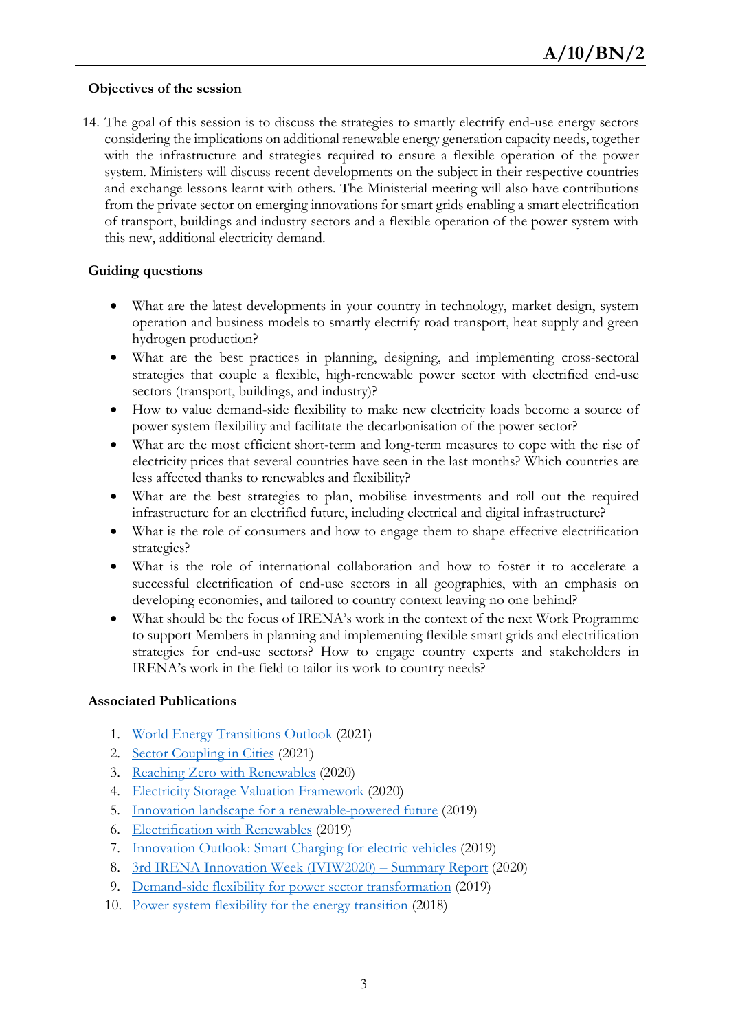### Objectives of the session

14. The goal of this session is to discuss the strategies to smartly electrify end-use energy sectors considering the implications on additional renewable energy generation capacity needs, together with the infrastructure and strategies required to ensure a flexible operation of the power system. Ministers will discuss recent developments on the subject in their respective countries and exchange lessons learnt with others. The Ministerial meeting will also have contributions from the private sector on emerging innovations for smart grids enabling a smart electrification of transport, buildings and industry sectors and a flexible operation of the power system with this new, additional electricity demand.

### Guiding questions

- What are the latest developments in your country in technology, market design, system operation and business models to smartly electrify road transport, heat supply and green hydrogen production?
- What are the best practices in planning, designing, and implementing cross-sectoral strategies that couple a flexible, high-renewable power sector with electrified end-use sectors (transport, buildings, and industry)?
- How to value demand-side flexibility to make new electricity loads become a source of power system flexibility and facilitate the decarbonisation of the power sector?
- What are the most efficient short-term and long-term measures to cope with the rise of electricity prices that several countries have seen in the last months? Which countries are less affected thanks to renewables and flexibility?
- What are the best strategies to plan, mobilise investments and roll out the required infrastructure for an electrified future, including electrical and digital infrastructure?
- What is the role of consumers and how to engage them to shape effective electrification strategies?
- What is the role of international collaboration and how to foster it to accelerate a successful electrification of end-use sectors in all geographies, with an emphasis on developing economies, and tailored to country context leaving no one behind?
- What should be the focus of IRENA's work in the context of the next Work Programme to support Members in planning and implementing flexible smart grids and electrification strategies for end-use sectors? How to engage country experts and stakeholders in IRENA's work in the field to tailor its work to country needs?

### Associated Publications

1. World Energy Transitions Outlook (2021)
2. Sector Coupling in Cities (2021)
3. Reaching Zero with Renewables (2020)
4. Electricity Storage Valuation Framework (2020)
5. Innovation landscape for a renewable-powered future (2019)
6. Electrification with Renewables (2019)
7. Innovation Outlook: Smart Charging for electric vehicles (2019)
8. 3rd IRENA Innovation Week (IVIW2020) – Summary Report (2020)
9. Demand-side flexibility for power sector transformation (2019)
10. Power system flexibility for the energy transition (2018)